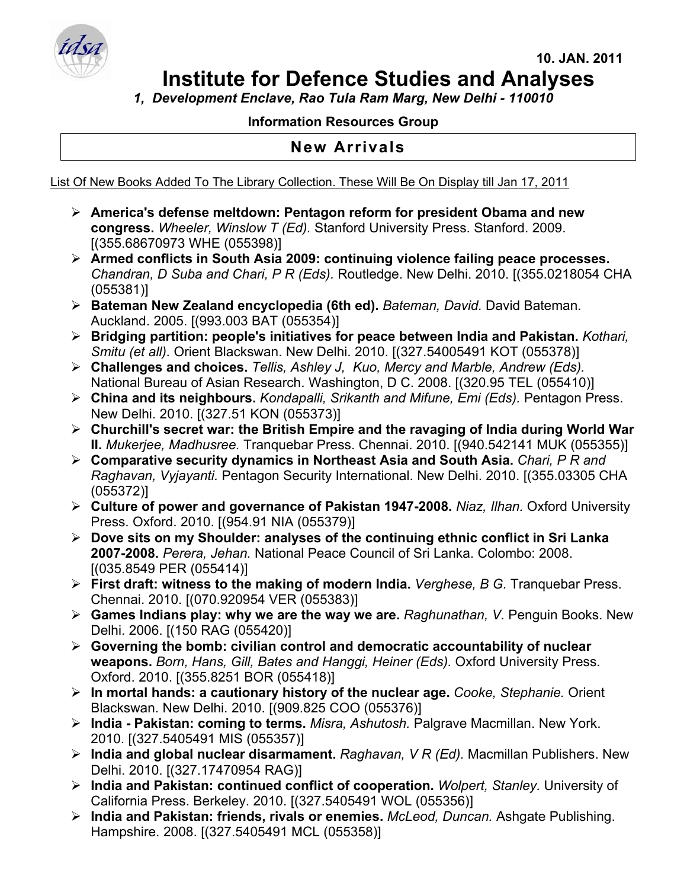10. JAN. 2011

# Institute for Defence Studies and Analyses

*1, Development Enclave, Rao Tula Ram Marg, New Delhi - 110010*

**Information Resources Group**

## New Arrivals

List Of New Books Added To The Library Collection. These Will Be On Display till Jan 17, 2011

- **America's defense meltdown: Pentagon reform for president Obama and new congress.** *Wheeler, Winslow T (Ed).* Stanford University Press. Stanford. 2009. [(355.68670973 WHE (055398)]
- **Armed conflicts in South Asia 2009: continuing violence failing peace processes.** *Chandran, D Suba and Chari, P R (Eds).* Routledge. New Delhi. 2010. [(355.0218054 CHA (055381)]
- **Bateman New Zealand encyclopedia (6th ed).** *Bateman, David.* David Bateman. Auckland. 2005. [(993.003 BAT (055354)]
- **Bridging partition: people's initiatives for peace between India and Pakistan.** *Kothari, Smitu (et all).* Orient Blackswan. New Delhi. 2010. [(327.54005491 KOT (055378)]
- **Challenges and choices.** *Tellis, Ashley J, Kuo, Mercy and Marble, Andrew (Eds).* National Bureau of Asian Research. Washington, D C. 2008. [(320.95 TEL (055410)]
- **China and its neighbours.** *Kondapalli, Srikanth and Mifune, Emi (Eds).* Pentagon Press. New Delhi. 2010. [(327.51 KON (055373)]
- **Churchill's secret war: the British Empire and the ravaging of India during World War II.** *Mukerjee, Madhusree.* Tranquebar Press. Chennai. 2010. [(940.542141 MUK (055355)]
- **Comparative security dynamics in Northeast Asia and South Asia.** *Chari, P R and Raghavan, Vyjayanti.* Pentagon Security International. New Delhi. 2010. [(355.03305 CHA (055372)]
- **Culture of power and governance of Pakistan 1947-2008.** *Niaz, Ilhan.* Oxford University Press. Oxford. 2010. [(954.91 NIA (055379)]
- **Dove sits on my Shoulder: analyses of the continuing ethnic conflict in Sri Lanka 2007-2008.** *Perera, Jehan.* National Peace Council of Sri Lanka. Colombo: 2008. [(035.8549 PER (055414)]
- **First draft: witness to the making of modern India.** *Verghese, B G.* Tranquebar Press. Chennai. 2010. [(070.920954 VER (055383)]
- **Games Indians play: why we are the way we are.** *Raghunathan, V.* Penguin Books. New Delhi. 2006. [(150 RAG (055420)]
- **Governing the bomb: civilian control and democratic accountability of nuclear weapons.** *Born, Hans, Gill, Bates and Hanggi, Heiner (Eds).* Oxford University Press. Oxford. 2010. [(355.8251 BOR (055418)]
- **In mortal hands: a cautionary history of the nuclear age.** *Cooke, Stephanie.* Orient Blackswan. New Delhi. 2010. [(909.825 COO (055376)]
- **India - Pakistan: coming to terms.** *Misra, Ashutosh.* Palgrave Macmillan. New York. 2010. [(327.5405491 MIS (055357)]
- **India and global nuclear disarmament.** *Raghavan, V R (Ed).* Macmillan Publishers. New Delhi. 2010. [(327.17470954 RAG)]
- **India and Pakistan: continued conflict of cooperation.** *Wolpert, Stanley*. University of California Press. Berkeley. 2010. [(327.5405491 WOL (055356)]
- **India and Pakistan: friends, rivals or enemies.** *McLeod, Duncan.* Ashgate Publishing. Hampshire. 2008. [(327.5405491 MCL (055358)]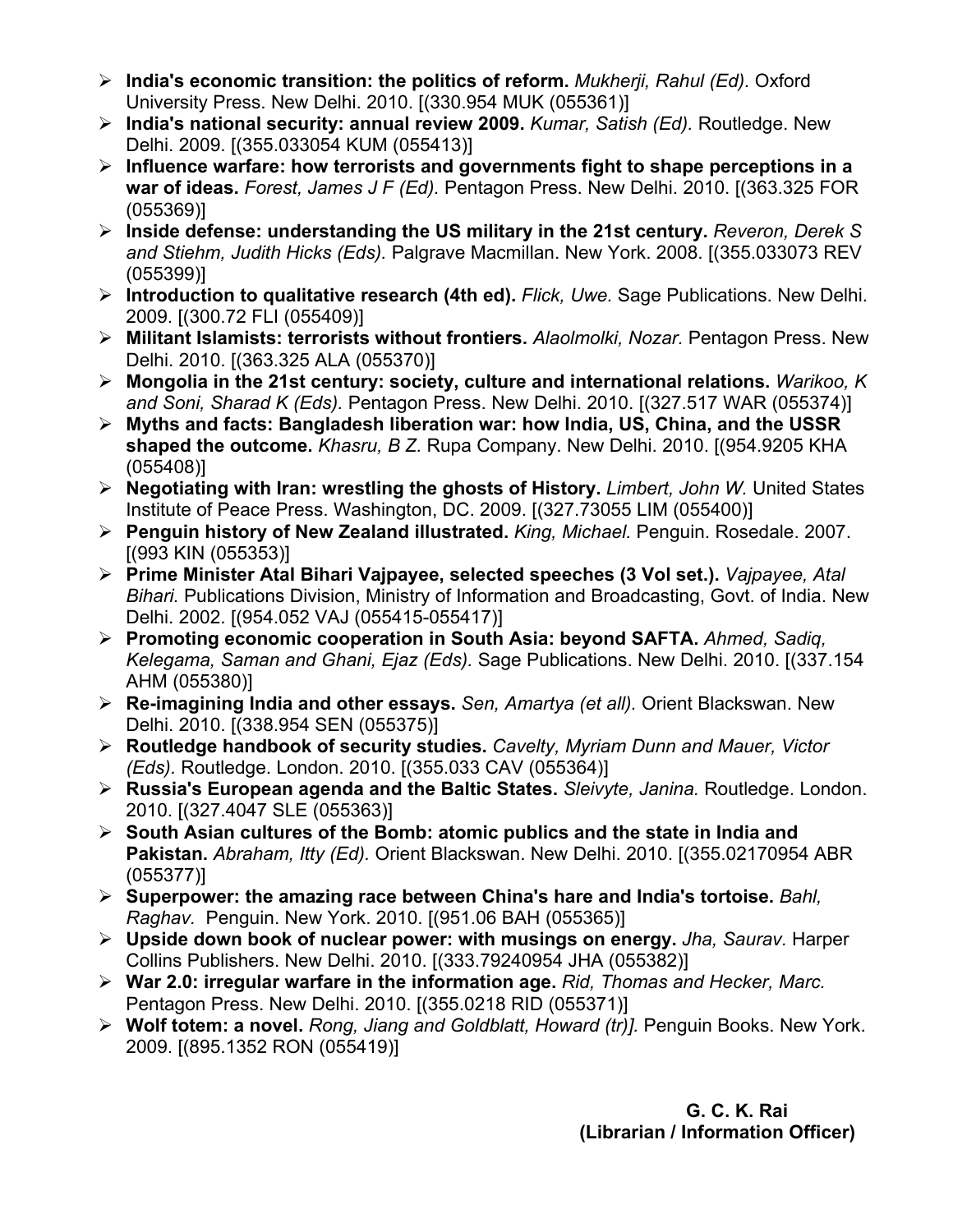- **India's economic transition: the politics of reform.** *Mukherji, Rahul (Ed).* Oxford University Press. New Delhi. 2010. [(330.954 MUK (055361)]
- **India's national security: annual review 2009.** *Kumar, Satish (Ed).* Routledge. New Delhi. 2009. [(355.033054 KUM (055413)]
- **Influence warfare: how terrorists and governments fight to shape perceptions in a war of ideas.** *Forest, James J F (Ed).* Pentagon Press. New Delhi. 2010. [(363.325 FOR (055369)]
- **Inside defense: understanding the US military in the 21st century.** *Reveron, Derek S and Stiehm, Judith Hicks (Eds).* Palgrave Macmillan. New York. 2008. [(355.033073 REV (055399)]
- **Introduction to qualitative research (4th ed).** *Flick, Uwe.* Sage Publications. New Delhi. 2009. [(300.72 FLI (055409)]
- **Militant Islamists: terrorists without frontiers.** *Alaolmolki, Nozar.* Pentagon Press. New Delhi. 2010. [(363.325 ALA (055370)]
- **Mongolia in the 21st century: society, culture and international relations.** *Warikoo, K and Soni, Sharad K (Eds).* Pentagon Press. New Delhi. 2010. [(327.517 WAR (055374)]
- **Myths and facts: Bangladesh liberation war: how India, US, China, and the USSR shaped the outcome.** *Khasru, B Z.* Rupa Company. New Delhi. 2010. [(954.9205 KHA (055408)]
- **Negotiating with Iran: wrestling the ghosts of History.** *Limbert, John W.* United States Institute of Peace Press. Washington, DC. 2009. [(327.73055 LIM (055400)]
- **Penguin history of New Zealand illustrated.** *King, Michael.* Penguin. Rosedale. 2007. [(993 KIN (055353)]
- **Prime Minister Atal Bihari Vajpayee, selected speeches (3 Vol set.).** *Vajpayee, Atal Bihari.* Publications Division, Ministry of Information and Broadcasting, Govt. of India. New Delhi. 2002. [(954.052 VAJ (055415-055417)]
- **Promoting economic cooperation in South Asia: beyond SAFTA.** *Ahmed, Sadiq, Kelegama, Saman and Ghani, Ejaz (Eds).* Sage Publications. New Delhi. 2010. [(337.154 AHM (055380)]
- **Re-imagining India and other essays.** *Sen, Amartya (et all).* Orient Blackswan. New Delhi. 2010. [(338.954 SEN (055375)]
- **Routledge handbook of security studies.** *Cavelty, Myriam Dunn and Mauer, Victor (Eds).* Routledge. London. 2010. [(355.033 CAV (055364)]
- **Russia's European agenda and the Baltic States.** *Sleivyte, Janina.* Routledge. London. 2010. [(327.4047 SLE (055363)]
- **South Asian cultures of the Bomb: atomic publics and the state in India and Pakistan.** *Abraham, Itty (Ed).* Orient Blackswan. New Delhi. 2010. [(355.02170954 ABR (055377)]
- **Superpower: the amazing race between China's hare and India's tortoise.** *Bahl, Raghav.* Penguin. New York. 2010. [(951.06 BAH (055365)]
- **Upside down book of nuclear power: with musings on energy.** *Jha, Saurav.* Harper Collins Publishers. New Delhi. 2010. [(333.79240954 JHA (055382)]
- **War 2.0: irregular warfare in the information age.** *Rid, Thomas and Hecker, Marc.* Pentagon Press. New Delhi. 2010. [(355.0218 RID (055371)]
- **Wolf totem: a novel.** *Rong, Jiang and Goldblatt, Howard (tr)].* Penguin Books. New York. 2009. [(895.1352 RON (055419)]

**G. C. K. Rai**
**(Librarian / Information Officer)**